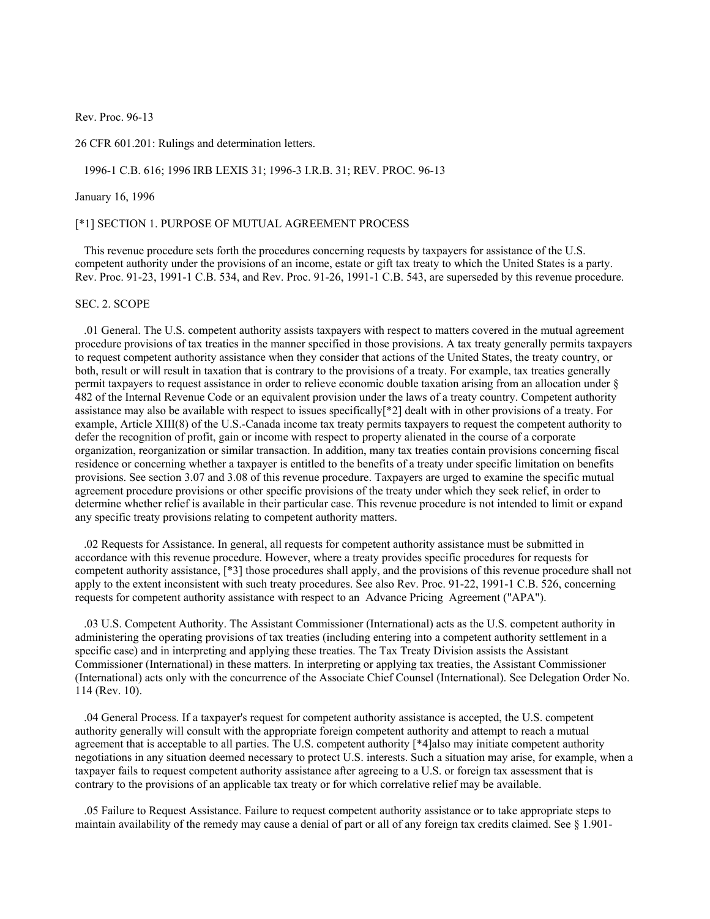Rev. Proc. 96-13

26 CFR 601.201: Rulings and determination letters.

1996-1 C.B. 616; 1996 IRB LEXIS 31; 1996-3 I.R.B. 31; REV. PROC. 96-13

January 16, 1996

[*1] SECTION 1. PURPOSE OF MUTUAL AGREEMENT PROCESS

This revenue procedure sets forth the procedures concerning requests by taxpayers for assistance of the U.S. competent authority under the provisions of an income, estate or gift tax treaty to which the United States is a party. Rev. Proc. 91-23, 1991-1 C.B. 534, and Rev. Proc. 91-26, 1991-1 C.B. 543, are superseded by this revenue procedure.

SEC. 2. SCOPE

.01 General. The U.S. competent authority assists taxpayers with respect to matters covered in the mutual agreement procedure provisions of tax treaties in the manner specified in those provisions. A tax treaty generally permits taxpayers to request competent authority assistance when they consider that actions of the United States, the treaty country, or both, result or will result in taxation that is contrary to the provisions of a treaty. For example, tax treaties generally permit taxpayers to request assistance in order to relieve economic double taxation arising from an allocation under § 482 of the Internal Revenue Code or an equivalent provision under the laws of a treaty country. Competent authority assistance may also be available with respect to issues specifically[*2] dealt with in other provisions of a treaty. For example, Article XIII(8) of the U.S.-Canada income tax treaty permits taxpayers to request the competent authority to defer the recognition of profit, gain or income with respect to property alienated in the course of a corporate organization, reorganization or similar transaction. In addition, many tax treaties contain provisions concerning fiscal residence or concerning whether a taxpayer is entitled to the benefits of a treaty under specific limitation on benefits provisions. See section 3.07 and 3.08 of this revenue procedure. Taxpayers are urged to examine the specific mutual agreement procedure provisions or other specific provisions of the treaty under which they seek relief, in order to determine whether relief is available in their particular case. This revenue procedure is not intended to limit or expand any specific treaty provisions relating to competent authority matters.

.02 Requests for Assistance. In general, all requests for competent authority assistance must be submitted in accordance with this revenue procedure. However, where a treaty provides specific procedures for requests for competent authority assistance, [*3] those procedures shall apply, and the provisions of this revenue procedure shall not apply to the extent inconsistent with such treaty procedures. See also Rev. Proc. 91-22, 1991-1 C.B. 526, concerning requests for competent authority assistance with respect to an Advance Pricing Agreement ("APA").

.03 U.S. Competent Authority. The Assistant Commissioner (International) acts as the U.S. competent authority in administering the operating provisions of tax treaties (including entering into a competent authority settlement in a specific case) and in interpreting and applying these treaties. The Tax Treaty Division assists the Assistant Commissioner (International) in these matters. In interpreting or applying tax treaties, the Assistant Commissioner (International) acts only with the concurrence of the Associate Chief Counsel (International). See Delegation Order No. 114 (Rev. 10).

.04 General Process. If a taxpayer's request for competent authority assistance is accepted, the U.S. competent authority generally will consult with the appropriate foreign competent authority and attempt to reach a mutual agreement that is acceptable to all parties. The U.S. competent authority [*4]also may initiate competent authority negotiations in any situation deemed necessary to protect U.S. interests. Such a situation may arise, for example, when a taxpayer fails to request competent authority assistance after agreeing to a U.S. or foreign tax assessment that is contrary to the provisions of an applicable tax treaty or for which correlative relief may be available.

.05 Failure to Request Assistance. Failure to request competent authority assistance or to take appropriate steps to maintain availability of the remedy may cause a denial of part or all of any foreign tax credits claimed. See § 1.901-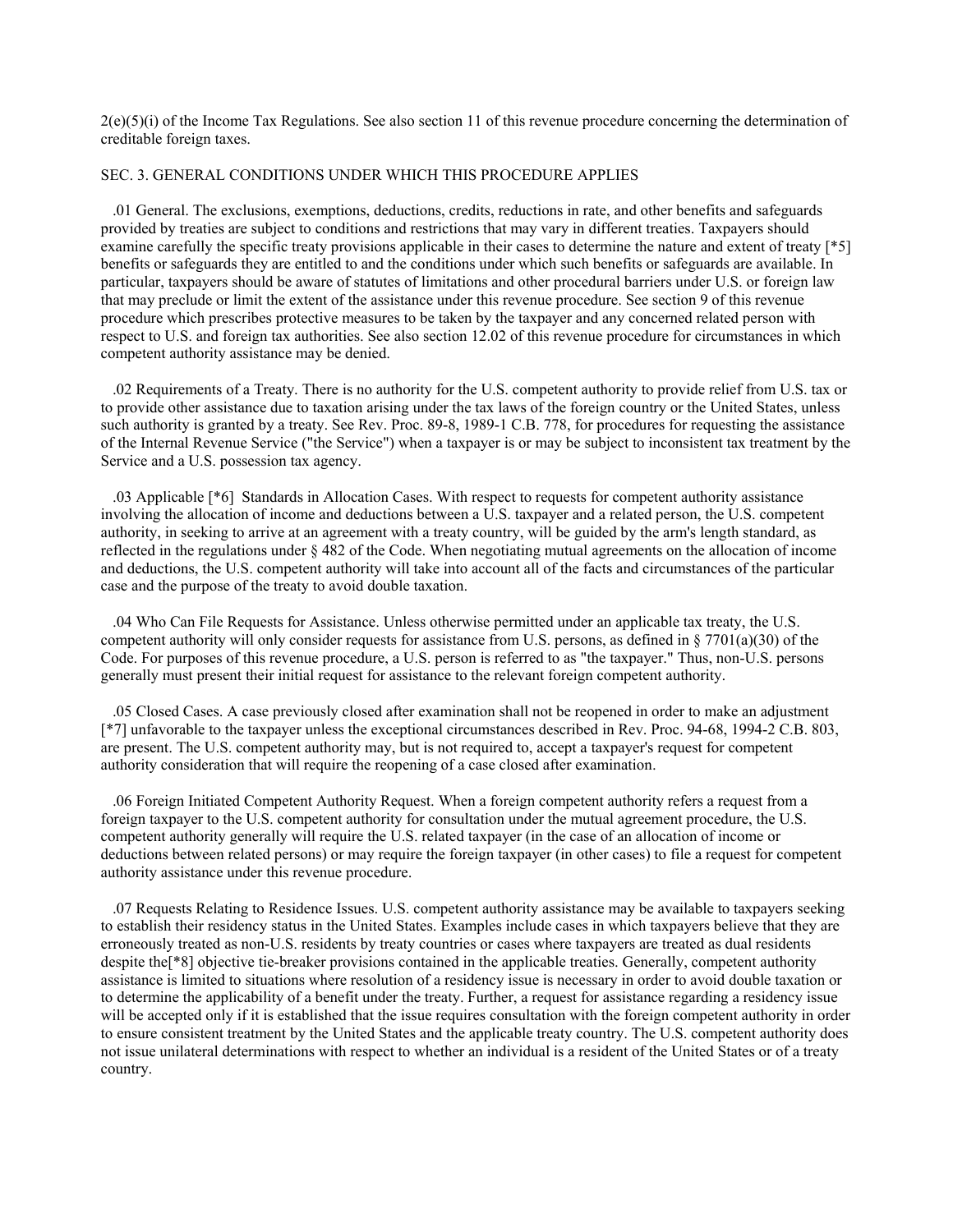2(e)(5)(i) of the Income Tax Regulations. See also section 11 of this revenue procedure concerning the determination of creditable foreign taxes.

## SEC. 3. GENERAL CONDITIONS UNDER WHICH THIS PROCEDURE APPLIES

.01 General. The exclusions, exemptions, deductions, credits, reductions in rate, and other benefits and safeguards provided by treaties are subject to conditions and restrictions that may vary in different treaties. Taxpayers should examine carefully the specific treaty provisions applicable in their cases to determine the nature and extent of treaty [*5] benefits or safeguards they are entitled to and the conditions under which such benefits or safeguards are available. In particular, taxpayers should be aware of statutes of limitations and other procedural barriers under U.S. or foreign law that may preclude or limit the extent of the assistance under this revenue procedure. See section 9 of this revenue procedure which prescribes protective measures to be taken by the taxpayer and any concerned related person with respect to U.S. and foreign tax authorities. See also section 12.02 of this revenue procedure for circumstances in which competent authority assistance may be denied.

.02 Requirements of a Treaty. There is no authority for the U.S. competent authority to provide relief from U.S. tax or to provide other assistance due to taxation arising under the tax laws of the foreign country or the United States, unless such authority is granted by a treaty. See Rev. Proc. 89-8, 1989-1 C.B. 778, for procedures for requesting the assistance of the Internal Revenue Service ("the Service") when a taxpayer is or may be subject to inconsistent tax treatment by the Service and a U.S. possession tax agency.

.03 Applicable [*6] Standards in Allocation Cases. With respect to requests for competent authority assistance involving the allocation of income and deductions between a U.S. taxpayer and a related person, the U.S. competent authority, in seeking to arrive at an agreement with a treaty country, will be guided by the arm's length standard, as reflected in the regulations under § 482 of the Code. When negotiating mutual agreements on the allocation of income and deductions, the U.S. competent authority will take into account all of the facts and circumstances of the particular case and the purpose of the treaty to avoid double taxation.

.04 Who Can File Requests for Assistance. Unless otherwise permitted under an applicable tax treaty, the U.S. competent authority will only consider requests for assistance from U.S. persons, as defined in § 7701(a)(30) of the Code. For purposes of this revenue procedure, a U.S. person is referred to as "the taxpayer." Thus, non-U.S. persons generally must present their initial request for assistance to the relevant foreign competent authority.

.05 Closed Cases. A case previously closed after examination shall not be reopened in order to make an adjustment [*7] unfavorable to the taxpayer unless the exceptional circumstances described in Rev. Proc. 94-68, 1994-2 C.B. 803, are present. The U.S. competent authority may, but is not required to, accept a taxpayer's request for competent authority consideration that will require the reopening of a case closed after examination.

.06 Foreign Initiated Competent Authority Request. When a foreign competent authority refers a request from a foreign taxpayer to the U.S. competent authority for consultation under the mutual agreement procedure, the U.S. competent authority generally will require the U.S. related taxpayer (in the case of an allocation of income or deductions between related persons) or may require the foreign taxpayer (in other cases) to file a request for competent authority assistance under this revenue procedure.

.07 Requests Relating to Residence Issues. U.S. competent authority assistance may be available to taxpayers seeking to establish their residency status in the United States. Examples include cases in which taxpayers believe that they are erroneously treated as non-U.S. residents by treaty countries or cases where taxpayers are treated as dual residents despite the[*8] objective tie-breaker provisions contained in the applicable treaties. Generally, competent authority assistance is limited to situations where resolution of a residency issue is necessary in order to avoid double taxation or to determine the applicability of a benefit under the treaty. Further, a request for assistance regarding a residency issue will be accepted only if it is established that the issue requires consultation with the foreign competent authority in order to ensure consistent treatment by the United States and the applicable treaty country. The U.S. competent authority does not issue unilateral determinations with respect to whether an individual is a resident of the United States or of a treaty country.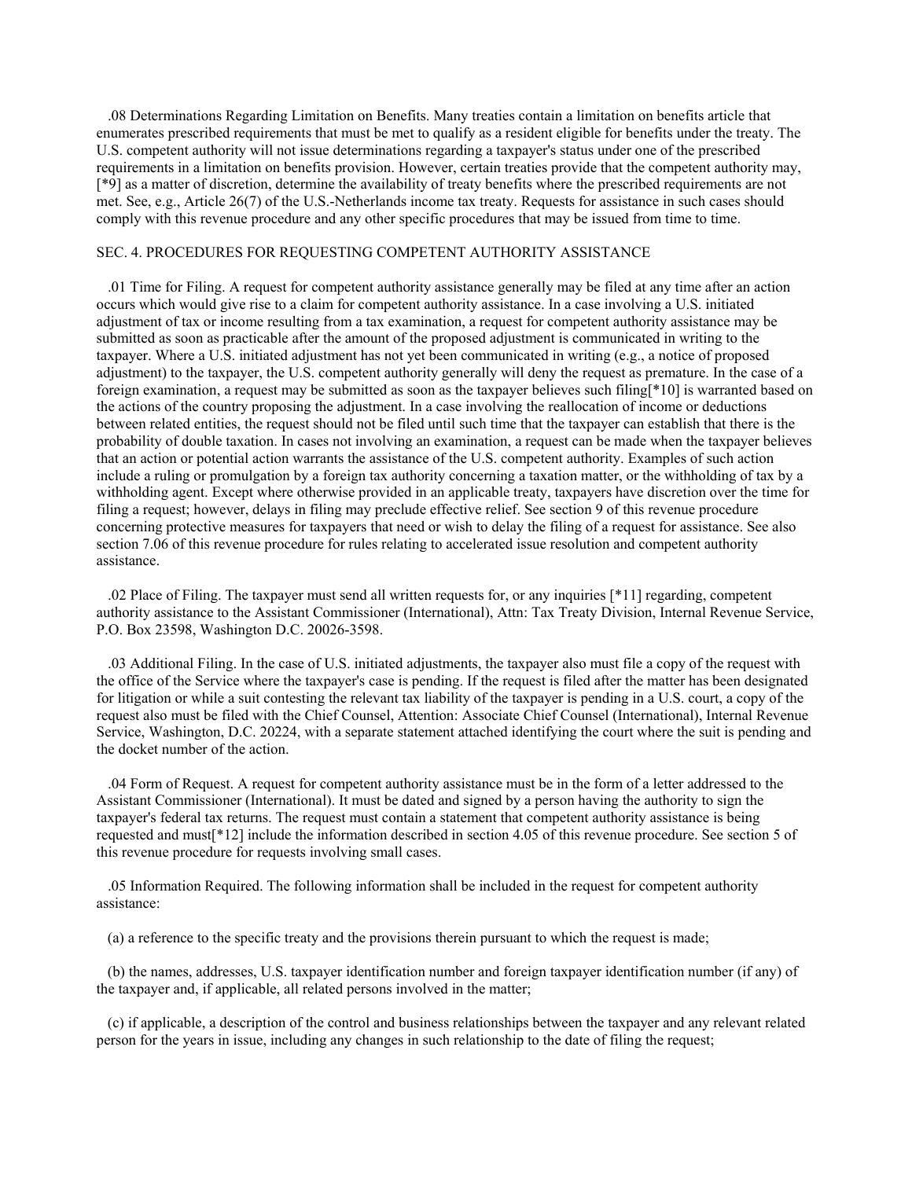.08 Determinations Regarding Limitation on Benefits. Many treaties contain a limitation on benefits article that enumerates prescribed requirements that must be met to qualify as a resident eligible for benefits under the treaty. The U.S. competent authority will not issue determinations regarding a taxpayer's status under one of the prescribed requirements in a limitation on benefits provision. However, certain treaties provide that the competent authority may, [*9] as a matter of discretion, determine the availability of treaty benefits where the prescribed requirements are not met. See, e.g., Article 26(7) of the U.S.-Netherlands income tax treaty. Requests for assistance in such cases should comply with this revenue procedure and any other specific procedures that may be issued from time to time.

SEC. 4. PROCEDURES FOR REQUESTING COMPETENT AUTHORITY ASSISTANCE

.01 Time for Filing. A request for competent authority assistance generally may be filed at any time after an action occurs which would give rise to a claim for competent authority assistance. In a case involving a U.S. initiated adjustment of tax or income resulting from a tax examination, a request for competent authority assistance may be submitted as soon as practicable after the amount of the proposed adjustment is communicated in writing to the taxpayer. Where a U.S. initiated adjustment has not yet been communicated in writing (e.g., a notice of proposed adjustment) to the taxpayer, the U.S. competent authority generally will deny the request as premature. In the case of a foreign examination, a request may be submitted as soon as the taxpayer believes such filing[*10] is warranted based on the actions of the country proposing the adjustment. In a case involving the reallocation of income or deductions between related entities, the request should not be filed until such time that the taxpayer can establish that there is the probability of double taxation. In cases not involving an examination, a request can be made when the taxpayer believes that an action or potential action warrants the assistance of the U.S. competent authority. Examples of such action include a ruling or promulgation by a foreign tax authority concerning a taxation matter, or the withholding of tax by a withholding agent. Except where otherwise provided in an applicable treaty, taxpayers have discretion over the time for filing a request; however, delays in filing may preclude effective relief. See section 9 of this revenue procedure concerning protective measures for taxpayers that need or wish to delay the filing of a request for assistance. See also section 7.06 of this revenue procedure for rules relating to accelerated issue resolution and competent authority assistance.

.02 Place of Filing. The taxpayer must send all written requests for, or any inquiries [*11] regarding, competent authority assistance to the Assistant Commissioner (International), Attn: Tax Treaty Division, Internal Revenue Service, P.O. Box 23598, Washington D.C. 20026-3598.

.03 Additional Filing. In the case of U.S. initiated adjustments, the taxpayer also must file a copy of the request with the office of the Service where the taxpayer's case is pending. If the request is filed after the matter has been designated for litigation or while a suit contesting the relevant tax liability of the taxpayer is pending in a U.S. court, a copy of the request also must be filed with the Chief Counsel, Attention: Associate Chief Counsel (International), Internal Revenue Service, Washington, D.C. 20224, with a separate statement attached identifying the court where the suit is pending and the docket number of the action.

.04 Form of Request. A request for competent authority assistance must be in the form of a letter addressed to the Assistant Commissioner (International). It must be dated and signed by a person having the authority to sign the taxpayer's federal tax returns. The request must contain a statement that competent authority assistance is being requested and must[*12] include the information described in section 4.05 of this revenue procedure. See section 5 of this revenue procedure for requests involving small cases.

.05 Information Required. The following information shall be included in the request for competent authority assistance:

(a) a reference to the specific treaty and the provisions therein pursuant to which the request is made;

(b) the names, addresses, U.S. taxpayer identification number and foreign taxpayer identification number (if any) of the taxpayer and, if applicable, all related persons involved in the matter;

(c) if applicable, a description of the control and business relationships between the taxpayer and any relevant related person for the years in issue, including any changes in such relationship to the date of filing the request;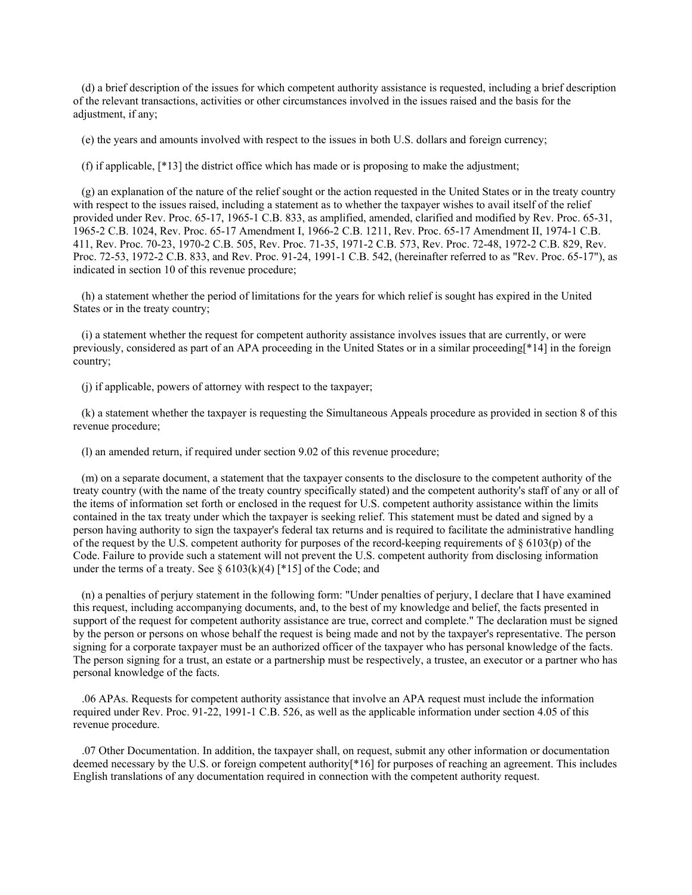(d) a brief description of the issues for which competent authority assistance is requested, including a brief description of the relevant transactions, activities or other circumstances involved in the issues raised and the basis for the adjustment, if any;

(e) the years and amounts involved with respect to the issues in both U.S. dollars and foreign currency;

(f) if applicable, [*13] the district office which has made or is proposing to make the adjustment;

(g) an explanation of the nature of the relief sought or the action requested in the United States or in the treaty country with respect to the issues raised, including a statement as to whether the taxpayer wishes to avail itself of the relief provided under Rev. Proc. 65-17, 1965-1 C.B. 833, as amplified, amended, clarified and modified by Rev. Proc. 65-31, 1965-2 C.B. 1024, Rev. Proc. 65-17 Amendment I, 1966-2 C.B. 1211, Rev. Proc. 65-17 Amendment II, 1974-1 C.B. 411, Rev. Proc. 70-23, 1970-2 C.B. 505, Rev. Proc. 71-35, 1971-2 C.B. 573, Rev. Proc. 72-48, 1972-2 C.B. 829, Rev. Proc. 72-53, 1972-2 C.B. 833, and Rev. Proc. 91-24, 1991-1 C.B. 542, (hereinafter referred to as "Rev. Proc. 65-17"), as indicated in section 10 of this revenue procedure;

(h) a statement whether the period of limitations for the years for which relief is sought has expired in the United States or in the treaty country;

(i) a statement whether the request for competent authority assistance involves issues that are currently, or were previously, considered as part of an APA proceeding in the United States or in a similar proceeding[*14] in the foreign country;

(j) if applicable, powers of attorney with respect to the taxpayer;

(k) a statement whether the taxpayer is requesting the Simultaneous Appeals procedure as provided in section 8 of this revenue procedure;

(l) an amended return, if required under section 9.02 of this revenue procedure;

(m) on a separate document, a statement that the taxpayer consents to the disclosure to the competent authority of the treaty country (with the name of the treaty country specifically stated) and the competent authority's staff of any or all of the items of information set forth or enclosed in the request for U.S. competent authority assistance within the limits contained in the tax treaty under which the taxpayer is seeking relief. This statement must be dated and signed by a person having authority to sign the taxpayer's federal tax returns and is required to facilitate the administrative handling of the request by the U.S. competent authority for purposes of the record-keeping requirements of § 6103(p) of the Code. Failure to provide such a statement will not prevent the U.S. competent authority from disclosing information under the terms of a treaty. See § 6103(k)(4) [*15] of the Code; and

(n) a penalties of perjury statement in the following form: "Under penalties of perjury, I declare that I have examined this request, including accompanying documents, and, to the best of my knowledge and belief, the facts presented in support of the request for competent authority assistance are true, correct and complete." The declaration must be signed by the person or persons on whose behalf the request is being made and not by the taxpayer's representative. The person signing for a corporate taxpayer must be an authorized officer of the taxpayer who has personal knowledge of the facts. The person signing for a trust, an estate or a partnership must be respectively, a trustee, an executor or a partner who has personal knowledge of the facts.

.06 APAs. Requests for competent authority assistance that involve an APA request must include the information required under Rev. Proc. 91-22, 1991-1 C.B. 526, as well as the applicable information under section 4.05 of this revenue procedure.

.07 Other Documentation. In addition, the taxpayer shall, on request, submit any other information or documentation deemed necessary by the U.S. or foreign competent authority[*16] for purposes of reaching an agreement. This includes English translations of any documentation required in connection with the competent authority request.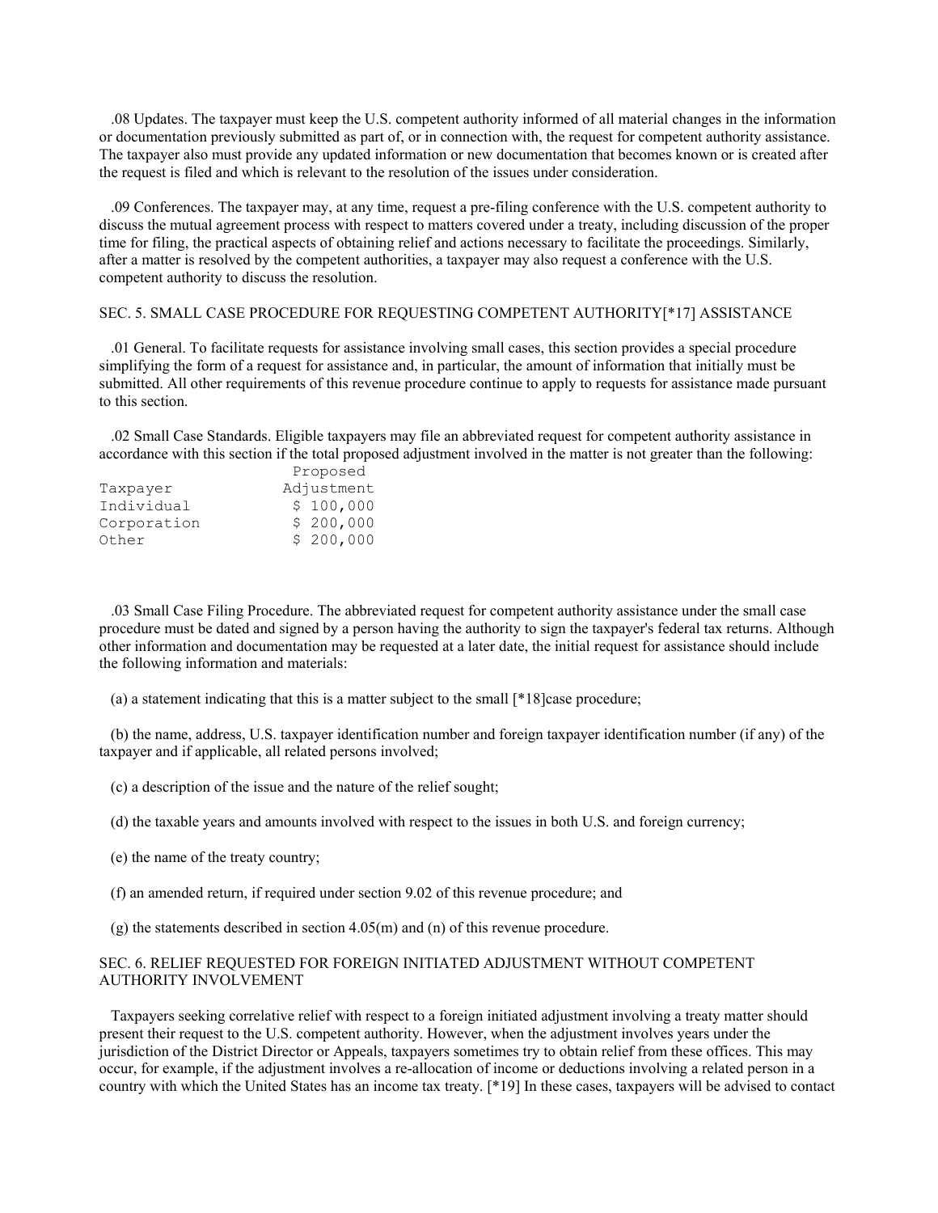.08 Updates. The taxpayer must keep the U.S. competent authority informed of all material changes in the information or documentation previously submitted as part of, or in connection with, the request for competent authority assistance. The taxpayer also must provide any updated information or new documentation that becomes known or is created after the request is filed and which is relevant to the resolution of the issues under consideration.

.09 Conferences. The taxpayer may, at any time, request a pre-filing conference with the U.S. competent authority to discuss the mutual agreement process with respect to matters covered under a treaty, including discussion of the proper time for filing, the practical aspects of obtaining relief and actions necessary to facilitate the proceedings. Similarly, after a matter is resolved by the competent authorities, a taxpayer may also request a conference with the U.S. competent authority to discuss the resolution.

## SEC. 5. SMALL CASE PROCEDURE FOR REQUESTING COMPETENT AUTHORITY[*17] ASSISTANCE

.01 General. To facilitate requests for assistance involving small cases, this section provides a special procedure simplifying the form of a request for assistance and, in particular, the amount of information that initially must be submitted. All other requirements of this revenue procedure continue to apply to requests for assistance made pursuant to this section.

.02 Small Case Standards. Eligible taxpayers may file an abbreviated request for competent authority assistance in accordance with this section if the total proposed adjustment involved in the matter is not greater than the following:

| Taxpayer | Proposed Adjustment |
|---|---|
| Individual | $ 100,000 |
| Corporation | $ 200,000 |
| Other | $ 200,000 |

.03 Small Case Filing Procedure. The abbreviated request for competent authority assistance under the small case procedure must be dated and signed by a person having the authority to sign the taxpayer's federal tax returns. Although other information and documentation may be requested at a later date, the initial request for assistance should include the following information and materials:

(a) a statement indicating that this is a matter subject to the small [*18]case procedure;

(b) the name, address, U.S. taxpayer identification number and foreign taxpayer identification number (if any) of the taxpayer and if applicable, all related persons involved;

(c) a description of the issue and the nature of the relief sought;

(d) the taxable years and amounts involved with respect to the issues in both U.S. and foreign currency;

(e) the name of the treaty country;

(f) an amended return, if required under section 9.02 of this revenue procedure; and

(g) the statements described in section 4.05(m) and (n) of this revenue procedure.

## SEC. 6. RELIEF REQUESTED FOR FOREIGN INITIATED ADJUSTMENT WITHOUT COMPETENT AUTHORITY INVOLVEMENT

Taxpayers seeking correlative relief with respect to a foreign initiated adjustment involving a treaty matter should present their request to the U.S. competent authority. However, when the adjustment involves years under the jurisdiction of the District Director or Appeals, taxpayers sometimes try to obtain relief from these offices. This may occur, for example, if the adjustment involves a re-allocation of income or deductions involving a related person in a country with which the United States has an income tax treaty. [*19] In these cases, taxpayers will be advised to contact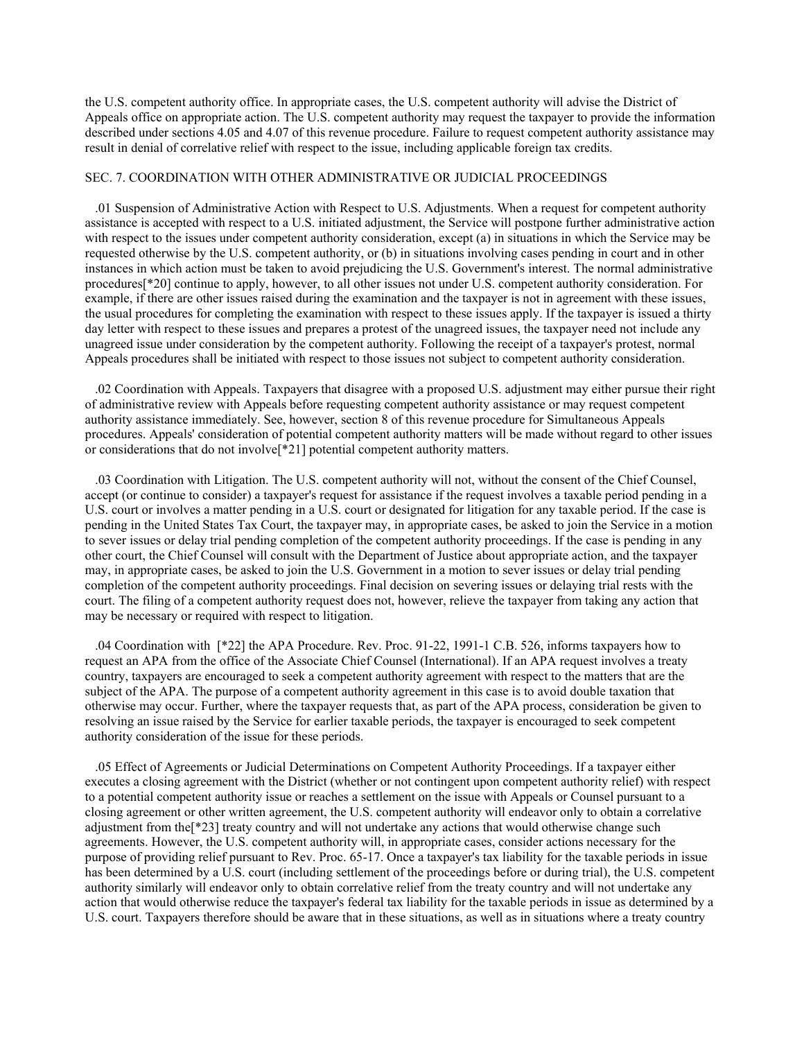the U.S. competent authority office. In appropriate cases, the U.S. competent authority will advise the District of Appeals office on appropriate action. The U.S. competent authority may request the taxpayer to provide the information described under sections 4.05 and 4.07 of this revenue procedure. Failure to request competent authority assistance may result in denial of correlative relief with respect to the issue, including applicable foreign tax credits.

## SEC. 7. COORDINATION WITH OTHER ADMINISTRATIVE OR JUDICIAL PROCEEDINGS

.01 Suspension of Administrative Action with Respect to U.S. Adjustments. When a request for competent authority assistance is accepted with respect to a U.S. initiated adjustment, the Service will postpone further administrative action with respect to the issues under competent authority consideration, except (a) in situations in which the Service may be requested otherwise by the U.S. competent authority, or (b) in situations involving cases pending in court and in other instances in which action must be taken to avoid prejudicing the U.S. Government's interest. The normal administrative procedures[*20] continue to apply, however, to all other issues not under U.S. competent authority consideration. For example, if there are other issues raised during the examination and the taxpayer is not in agreement with these issues, the usual procedures for completing the examination with respect to these issues apply. If the taxpayer is issued a thirty day letter with respect to these issues and prepares a protest of the unagreed issues, the taxpayer need not include any unagreed issue under consideration by the competent authority. Following the receipt of a taxpayer's protest, normal Appeals procedures shall be initiated with respect to those issues not subject to competent authority consideration.

.02 Coordination with Appeals. Taxpayers that disagree with a proposed U.S. adjustment may either pursue their right of administrative review with Appeals before requesting competent authority assistance or may request competent authority assistance immediately. See, however, section 8 of this revenue procedure for Simultaneous Appeals procedures. Appeals' consideration of potential competent authority matters will be made without regard to other issues or considerations that do not involve[*21] potential competent authority matters.

.03 Coordination with Litigation. The U.S. competent authority will not, without the consent of the Chief Counsel, accept (or continue to consider) a taxpayer's request for assistance if the request involves a taxable period pending in a U.S. court or involves a matter pending in a U.S. court or designated for litigation for any taxable period. If the case is pending in the United States Tax Court, the taxpayer may, in appropriate cases, be asked to join the Service in a motion to sever issues or delay trial pending completion of the competent authority proceedings. If the case is pending in any other court, the Chief Counsel will consult with the Department of Justice about appropriate action, and the taxpayer may, in appropriate cases, be asked to join the U.S. Government in a motion to sever issues or delay trial pending completion of the competent authority proceedings. Final decision on severing issues or delaying trial rests with the court. The filing of a competent authority request does not, however, relieve the taxpayer from taking any action that may be necessary or required with respect to litigation.

.04 Coordination with [*22] the APA Procedure. Rev. Proc. 91-22, 1991-1 C.B. 526, informs taxpayers how to request an APA from the office of the Associate Chief Counsel (International). If an APA request involves a treaty country, taxpayers are encouraged to seek a competent authority agreement with respect to the matters that are the subject of the APA. The purpose of a competent authority agreement in this case is to avoid double taxation that otherwise may occur. Further, where the taxpayer requests that, as part of the APA process, consideration be given to resolving an issue raised by the Service for earlier taxable periods, the taxpayer is encouraged to seek competent authority consideration of the issue for these periods.

.05 Effect of Agreements or Judicial Determinations on Competent Authority Proceedings. If a taxpayer either executes a closing agreement with the District (whether or not contingent upon competent authority relief) with respect to a potential competent authority issue or reaches a settlement on the issue with Appeals or Counsel pursuant to a closing agreement or other written agreement, the U.S. competent authority will endeavor only to obtain a correlative adjustment from the[*23] treaty country and will not undertake any actions that would otherwise change such agreements. However, the U.S. competent authority will, in appropriate cases, consider actions necessary for the purpose of providing relief pursuant to Rev. Proc. 65-17. Once a taxpayer's tax liability for the taxable periods in issue has been determined by a U.S. court (including settlement of the proceedings before or during trial), the U.S. competent authority similarly will endeavor only to obtain correlative relief from the treaty country and will not undertake any action that would otherwise reduce the taxpayer's federal tax liability for the taxable periods in issue as determined by a U.S. court. Taxpayers therefore should be aware that in these situations, as well as in situations where a treaty country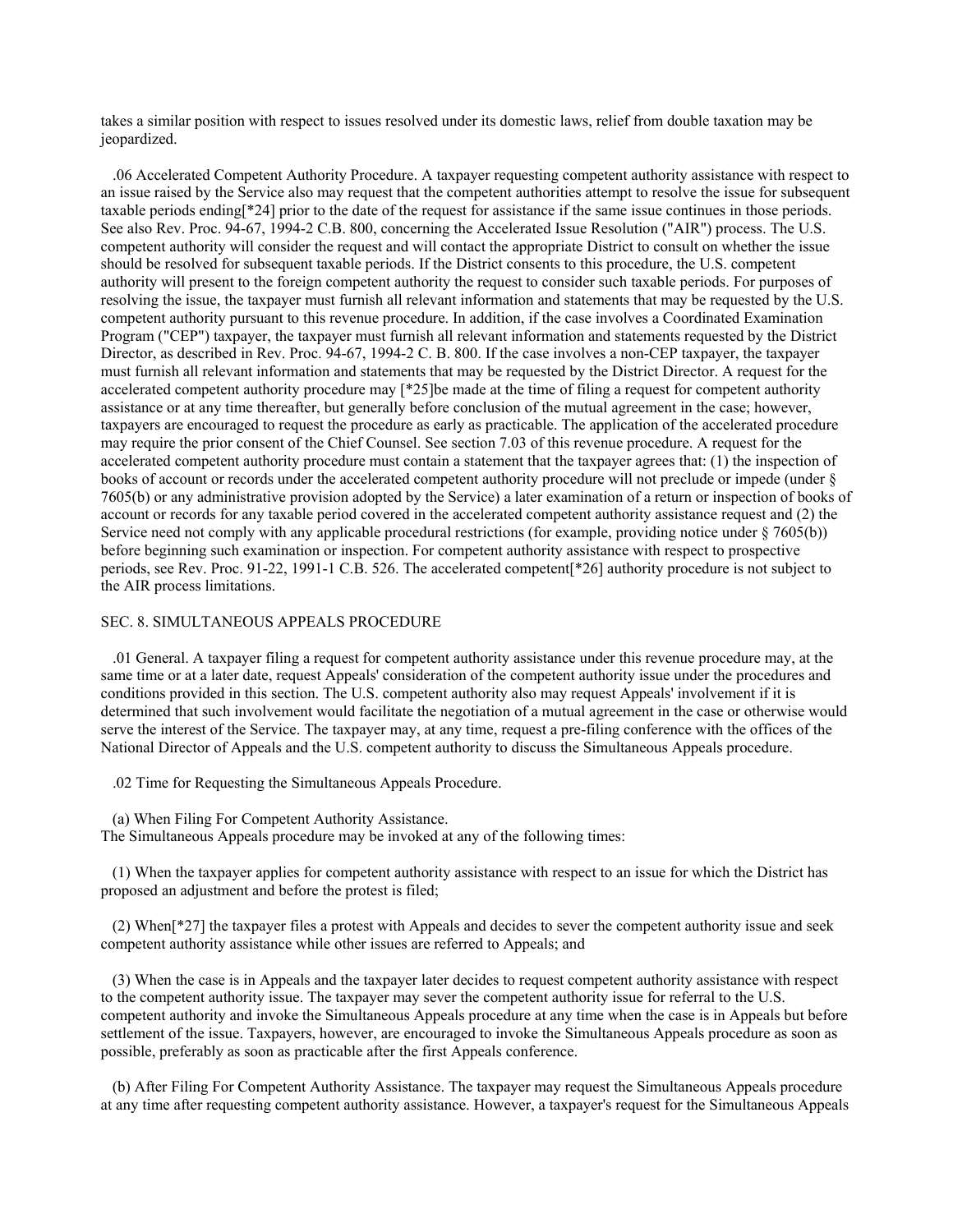takes a similar position with respect to issues resolved under its domestic laws, relief from double taxation may be jeopardized.

.06 Accelerated Competent Authority Procedure. A taxpayer requesting competent authority assistance with respect to an issue raised by the Service also may request that the competent authorities attempt to resolve the issue for subsequent taxable periods ending[*24] prior to the date of the request for assistance if the same issue continues in those periods. See also Rev. Proc. 94-67, 1994-2 C.B. 800, concerning the Accelerated Issue Resolution ("AIR") process. The U.S. competent authority will consider the request and will contact the appropriate District to consult on whether the issue should be resolved for subsequent taxable periods. If the District consents to this procedure, the U.S. competent authority will present to the foreign competent authority the request to consider such taxable periods. For purposes of resolving the issue, the taxpayer must furnish all relevant information and statements that may be requested by the U.S. competent authority pursuant to this revenue procedure. In addition, if the case involves a Coordinated Examination Program ("CEP") taxpayer, the taxpayer must furnish all relevant information and statements requested by the District Director, as described in Rev. Proc. 94-67, 1994-2 C. B. 800. If the case involves a non-CEP taxpayer, the taxpayer must furnish all relevant information and statements that may be requested by the District Director. A request for the accelerated competent authority procedure may [*25]be made at the time of filing a request for competent authority assistance or at any time thereafter, but generally before conclusion of the mutual agreement in the case; however, taxpayers are encouraged to request the procedure as early as practicable. The application of the accelerated procedure may require the prior consent of the Chief Counsel. See section 7.03 of this revenue procedure. A request for the accelerated competent authority procedure must contain a statement that the taxpayer agrees that: (1) the inspection of books of account or records under the accelerated competent authority procedure will not preclude or impede (under § 7605(b) or any administrative provision adopted by the Service) a later examination of a return or inspection of books of account or records for any taxable period covered in the accelerated competent authority assistance request and (2) the Service need not comply with any applicable procedural restrictions (for example, providing notice under § 7605(b)) before beginning such examination or inspection. For competent authority assistance with respect to prospective periods, see Rev. Proc. 91-22, 1991-1 C.B. 526. The accelerated competent[*26] authority procedure is not subject to the AIR process limitations.

## SEC. 8. SIMULTANEOUS APPEALS PROCEDURE

.01 General. A taxpayer filing a request for competent authority assistance under this revenue procedure may, at the same time or at a later date, request Appeals' consideration of the competent authority issue under the procedures and conditions provided in this section. The U.S. competent authority also may request Appeals' involvement if it is determined that such involvement would facilitate the negotiation of a mutual agreement in the case or otherwise would serve the interest of the Service. The taxpayer may, at any time, request a pre-filing conference with the offices of the National Director of Appeals and the U.S. competent authority to discuss the Simultaneous Appeals procedure.

.02 Time for Requesting the Simultaneous Appeals Procedure.

(a) When Filing For Competent Authority Assistance.
The Simultaneous Appeals procedure may be invoked at any of the following times:

(1) When the taxpayer applies for competent authority assistance with respect to an issue for which the District has proposed an adjustment and before the protest is filed;

(2) When[*27] the taxpayer files a protest with Appeals and decides to sever the competent authority issue and seek competent authority assistance while other issues are referred to Appeals; and

(3) When the case is in Appeals and the taxpayer later decides to request competent authority assistance with respect to the competent authority issue. The taxpayer may sever the competent authority issue for referral to the U.S. competent authority and invoke the Simultaneous Appeals procedure at any time when the case is in Appeals but before settlement of the issue. Taxpayers, however, are encouraged to invoke the Simultaneous Appeals procedure as soon as possible, preferably as soon as practicable after the first Appeals conference.

(b) After Filing For Competent Authority Assistance. The taxpayer may request the Simultaneous Appeals procedure at any time after requesting competent authority assistance. However, a taxpayer's request for the Simultaneous Appeals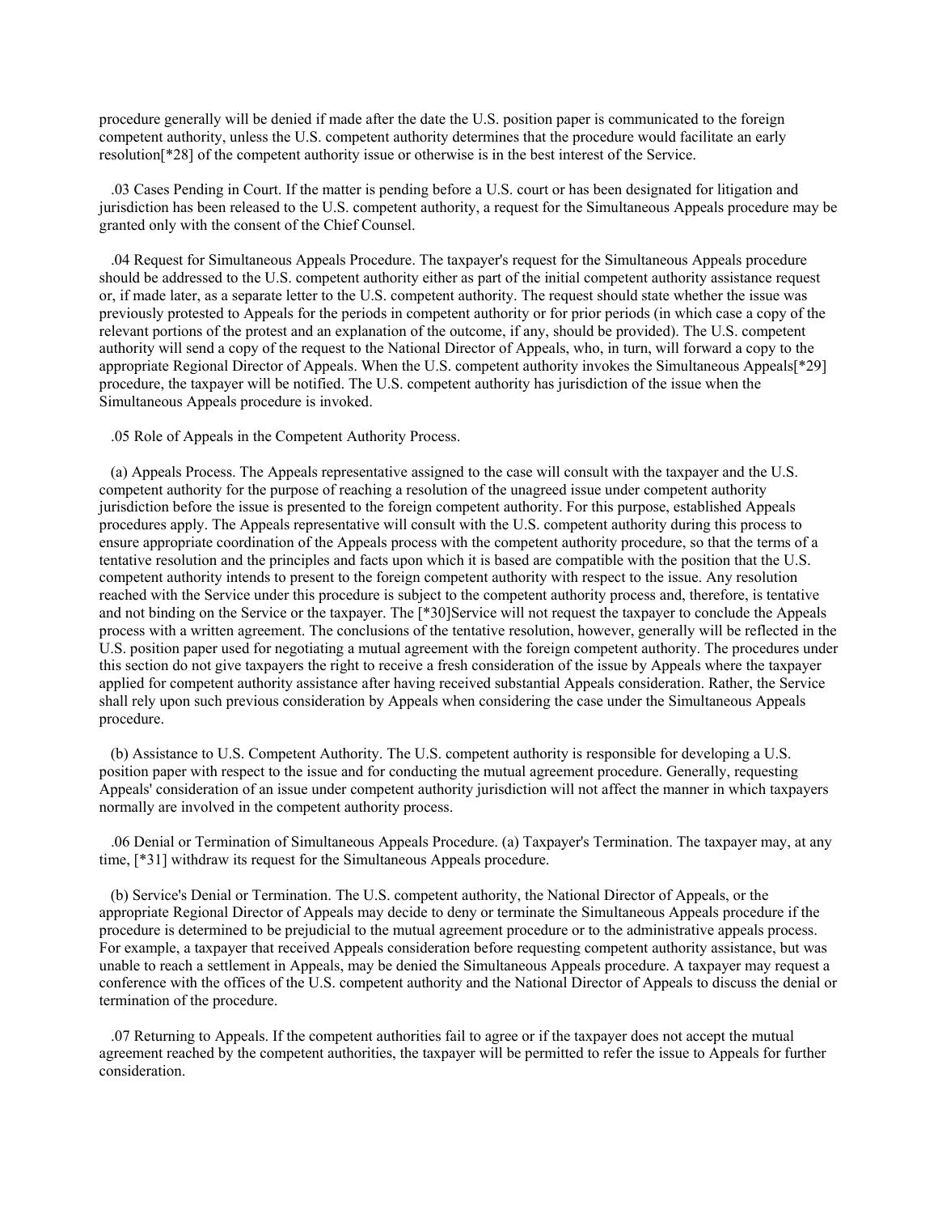procedure generally will be denied if made after the date the U.S. position paper is communicated to the foreign competent authority, unless the U.S. competent authority determines that the procedure would facilitate an early resolution[*28] of the competent authority issue or otherwise is in the best interest of the Service.

.03 Cases Pending in Court. If the matter is pending before a U.S. court or has been designated for litigation and jurisdiction has been released to the U.S. competent authority, a request for the Simultaneous Appeals procedure may be granted only with the consent of the Chief Counsel.

.04 Request for Simultaneous Appeals Procedure. The taxpayer's request for the Simultaneous Appeals procedure should be addressed to the U.S. competent authority either as part of the initial competent authority assistance request or, if made later, as a separate letter to the U.S. competent authority. The request should state whether the issue was previously protested to Appeals for the periods in competent authority or for prior periods (in which case a copy of the relevant portions of the protest and an explanation of the outcome, if any, should be provided). The U.S. competent authority will send a copy of the request to the National Director of Appeals, who, in turn, will forward a copy to the appropriate Regional Director of Appeals. When the U.S. competent authority invokes the Simultaneous Appeals[*29] procedure, the taxpayer will be notified. The U.S. competent authority has jurisdiction of the issue when the Simultaneous Appeals procedure is invoked.

.05 Role of Appeals in the Competent Authority Process.

(a) Appeals Process. The Appeals representative assigned to the case will consult with the taxpayer and the U.S. competent authority for the purpose of reaching a resolution of the unagreed issue under competent authority jurisdiction before the issue is presented to the foreign competent authority. For this purpose, established Appeals procedures apply. The Appeals representative will consult with the U.S. competent authority during this process to ensure appropriate coordination of the Appeals process with the competent authority procedure, so that the terms of a tentative resolution and the principles and facts upon which it is based are compatible with the position that the U.S. competent authority intends to present to the foreign competent authority with respect to the issue. Any resolution reached with the Service under this procedure is subject to the competent authority process and, therefore, is tentative and not binding on the Service or the taxpayer. The [*30]Service will not request the taxpayer to conclude the Appeals process with a written agreement. The conclusions of the tentative resolution, however, generally will be reflected in the U.S. position paper used for negotiating a mutual agreement with the foreign competent authority. The procedures under this section do not give taxpayers the right to receive a fresh consideration of the issue by Appeals where the taxpayer applied for competent authority assistance after having received substantial Appeals consideration. Rather, the Service shall rely upon such previous consideration by Appeals when considering the case under the Simultaneous Appeals procedure.

(b) Assistance to U.S. Competent Authority. The U.S. competent authority is responsible for developing a U.S. position paper with respect to the issue and for conducting the mutual agreement procedure. Generally, requesting Appeals' consideration of an issue under competent authority jurisdiction will not affect the manner in which taxpayers normally are involved in the competent authority process.

.06 Denial or Termination of Simultaneous Appeals Procedure. (a) Taxpayer's Termination. The taxpayer may, at any time, [*31] withdraw its request for the Simultaneous Appeals procedure.

(b) Service's Denial or Termination. The U.S. competent authority, the National Director of Appeals, or the appropriate Regional Director of Appeals may decide to deny or terminate the Simultaneous Appeals procedure if the procedure is determined to be prejudicial to the mutual agreement procedure or to the administrative appeals process. For example, a taxpayer that received Appeals consideration before requesting competent authority assistance, but was unable to reach a settlement in Appeals, may be denied the Simultaneous Appeals procedure. A taxpayer may request a conference with the offices of the U.S. competent authority and the National Director of Appeals to discuss the denial or termination of the procedure.

.07 Returning to Appeals. If the competent authorities fail to agree or if the taxpayer does not accept the mutual agreement reached by the competent authorities, the taxpayer will be permitted to refer the issue to Appeals for further consideration.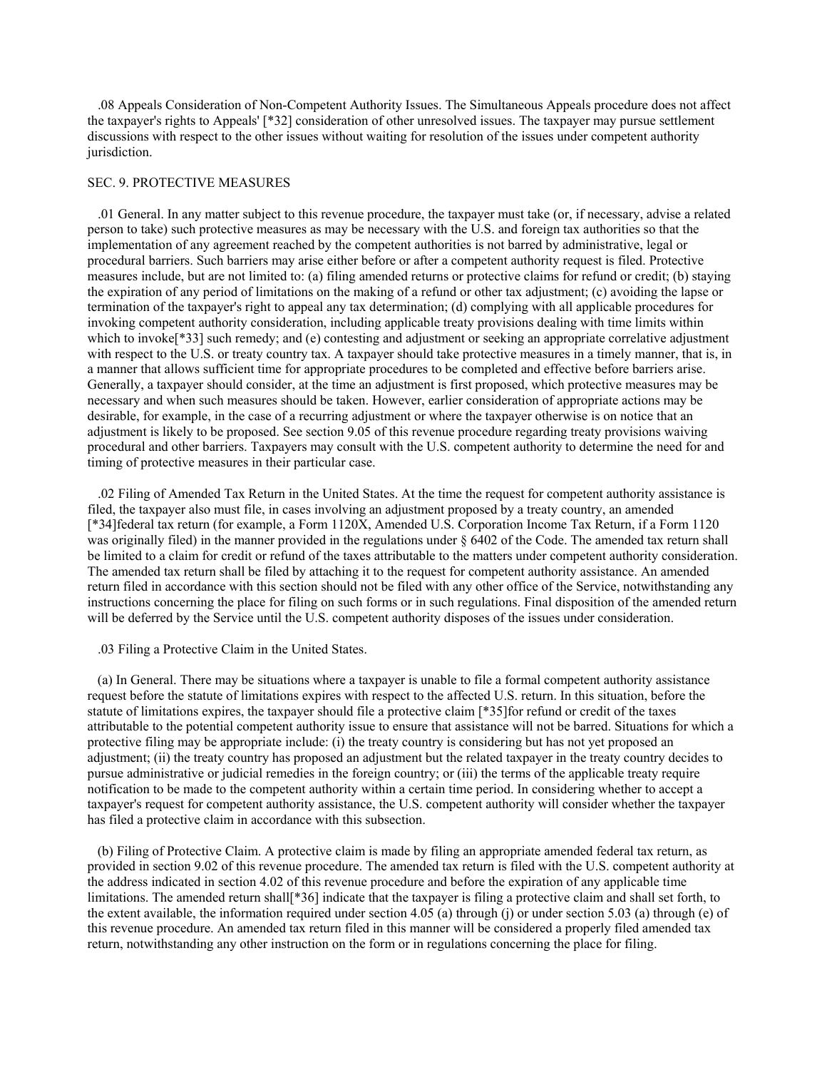.08 Appeals Consideration of Non-Competent Authority Issues. The Simultaneous Appeals procedure does not affect the taxpayer's rights to Appeals' [*32] consideration of other unresolved issues. The taxpayer may pursue settlement discussions with respect to the other issues without waiting for resolution of the issues under competent authority jurisdiction.

SEC. 9. PROTECTIVE MEASURES

.01 General. In any matter subject to this revenue procedure, the taxpayer must take (or, if necessary, advise a related person to take) such protective measures as may be necessary with the U.S. and foreign tax authorities so that the implementation of any agreement reached by the competent authorities is not barred by administrative, legal or procedural barriers. Such barriers may arise either before or after a competent authority request is filed. Protective measures include, but are not limited to: (a) filing amended returns or protective claims for refund or credit; (b) staying the expiration of any period of limitations on the making of a refund or other tax adjustment; (c) avoiding the lapse or termination of the taxpayer's right to appeal any tax determination; (d) complying with all applicable procedures for invoking competent authority consideration, including applicable treaty provisions dealing with time limits within which to invoke[*33] such remedy; and (e) contesting and adjustment or seeking an appropriate correlative adjustment with respect to the U.S. or treaty country tax. A taxpayer should take protective measures in a timely manner, that is, in a manner that allows sufficient time for appropriate procedures to be completed and effective before barriers arise. Generally, a taxpayer should consider, at the time an adjustment is first proposed, which protective measures may be necessary and when such measures should be taken. However, earlier consideration of appropriate actions may be desirable, for example, in the case of a recurring adjustment or where the taxpayer otherwise is on notice that an adjustment is likely to be proposed. See section 9.05 of this revenue procedure regarding treaty provisions waiving procedural and other barriers. Taxpayers may consult with the U.S. competent authority to determine the need for and timing of protective measures in their particular case.

.02 Filing of Amended Tax Return in the United States. At the time the request for competent authority assistance is filed, the taxpayer also must file, in cases involving an adjustment proposed by a treaty country, an amended [*34]federal tax return (for example, a Form 1120X, Amended U.S. Corporation Income Tax Return, if a Form 1120 was originally filed) in the manner provided in the regulations under § 6402 of the Code. The amended tax return shall be limited to a claim for credit or refund of the taxes attributable to the matters under competent authority consideration. The amended tax return shall be filed by attaching it to the request for competent authority assistance. An amended return filed in accordance with this section should not be filed with any other office of the Service, notwithstanding any instructions concerning the place for filing on such forms or in such regulations. Final disposition of the amended return will be deferred by the Service until the U.S. competent authority disposes of the issues under consideration.

.03 Filing a Protective Claim in the United States.

(a) In General. There may be situations where a taxpayer is unable to file a formal competent authority assistance request before the statute of limitations expires with respect to the affected U.S. return. In this situation, before the statute of limitations expires, the taxpayer should file a protective claim [*35]for refund or credit of the taxes attributable to the potential competent authority issue to ensure that assistance will not be barred. Situations for which a protective filing may be appropriate include: (i) the treaty country is considering but has not yet proposed an adjustment; (ii) the treaty country has proposed an adjustment but the related taxpayer in the treaty country decides to pursue administrative or judicial remedies in the foreign country; or (iii) the terms of the applicable treaty require notification to be made to the competent authority within a certain time period. In considering whether to accept a taxpayer's request for competent authority assistance, the U.S. competent authority will consider whether the taxpayer has filed a protective claim in accordance with this subsection.

(b) Filing of Protective Claim. A protective claim is made by filing an appropriate amended federal tax return, as provided in section 9.02 of this revenue procedure. The amended tax return is filed with the U.S. competent authority at the address indicated in section 4.02 of this revenue procedure and before the expiration of any applicable time limitations. The amended return shall[*36] indicate that the taxpayer is filing a protective claim and shall set forth, to the extent available, the information required under section 4.05 (a) through (j) or under section 5.03 (a) through (e) of this revenue procedure. An amended tax return filed in this manner will be considered a properly filed amended tax return, notwithstanding any other instruction on the form or in regulations concerning the place for filing.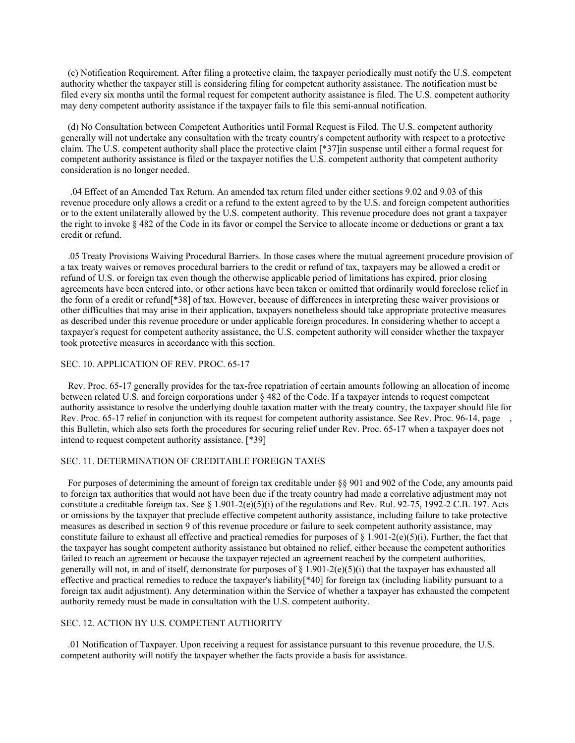(c) Notification Requirement. After filing a protective claim, the taxpayer periodically must notify the U.S. competent authority whether the taxpayer still is considering filing for competent authority assistance. The notification must be filed every six months until the formal request for competent authority assistance is filed. The U.S. competent authority may deny competent authority assistance if the taxpayer fails to file this semi-annual notification.

(d) No Consultation between Competent Authorities until Formal Request is Filed. The U.S. competent authority generally will not undertake any consultation with the treaty country's competent authority with respect to a protective claim. The U.S. competent authority shall place the protective claim [*37]in suspense until either a formal request for competent authority assistance is filed or the taxpayer notifies the U.S. competent authority that competent authority consideration is no longer needed.

.04 Effect of an Amended Tax Return. An amended tax return filed under either sections 9.02 and 9.03 of this revenue procedure only allows a credit or a refund to the extent agreed to by the U.S. and foreign competent authorities or to the extent unilaterally allowed by the U.S. competent authority. This revenue procedure does not grant a taxpayer the right to invoke § 482 of the Code in its favor or compel the Service to allocate income or deductions or grant a tax credit or refund.

.05 Treaty Provisions Waiving Procedural Barriers. In those cases where the mutual agreement procedure provision of a tax treaty waives or removes procedural barriers to the credit or refund of tax, taxpayers may be allowed a credit or refund of U.S. or foreign tax even though the otherwise applicable period of limitations has expired, prior closing agreements have been entered into, or other actions have been taken or omitted that ordinarily would foreclose relief in the form of a credit or refund[*38] of tax. However, because of differences in interpreting these waiver provisions or other difficulties that may arise in their application, taxpayers nonetheless should take appropriate protective measures as described under this revenue procedure or under applicable foreign procedures. In considering whether to accept a taxpayer's request for competent authority assistance, the U.S. competent authority will consider whether the taxpayer took protective measures in accordance with this section.

## SEC. 10. APPLICATION OF REV. PROC. 65-17

Rev. Proc. 65-17 generally provides for the tax-free repatriation of certain amounts following an allocation of income between related U.S. and foreign corporations under § 482 of the Code. If a taxpayer intends to request competent authority assistance to resolve the underlying double taxation matter with the treaty country, the taxpayer should file for Rev. Proc. 65-17 relief in conjunction with its request for competent authority assistance. See Rev. Proc. 96-14, page , this Bulletin, which also sets forth the procedures for securing relief under Rev. Proc. 65-17 when a taxpayer does not intend to request competent authority assistance. [*39]

## SEC. 11. DETERMINATION OF CREDITABLE FOREIGN TAXES

For purposes of determining the amount of foreign tax creditable under §§ 901 and 902 of the Code, any amounts paid to foreign tax authorities that would not have been due if the treaty country had made a correlative adjustment may not constitute a creditable foreign tax. See § 1.901-2(e)(5)(i) of the regulations and Rev. Rul. 92-75, 1992-2 C.B. 197. Acts or omissions by the taxpayer that preclude effective competent authority assistance, including failure to take protective measures as described in section 9 of this revenue procedure or failure to seek competent authority assistance, may constitute failure to exhaust all effective and practical remedies for purposes of § 1.901-2(e)(5)(i). Further, the fact that the taxpayer has sought competent authority assistance but obtained no relief, either because the competent authorities failed to reach an agreement or because the taxpayer rejected an agreement reached by the competent authorities, generally will not, in and of itself, demonstrate for purposes of § 1.901-2(e)(5)(i) that the taxpayer has exhausted all effective and practical remedies to reduce the taxpayer's liability[*40] for foreign tax (including liability pursuant to a foreign tax audit adjustment). Any determination within the Service of whether a taxpayer has exhausted the competent authority remedy must be made in consultation with the U.S. competent authority.

## SEC. 12. ACTION BY U.S. COMPETENT AUTHORITY

.01 Notification of Taxpayer. Upon receiving a request for assistance pursuant to this revenue procedure, the U.S. competent authority will notify the taxpayer whether the facts provide a basis for assistance.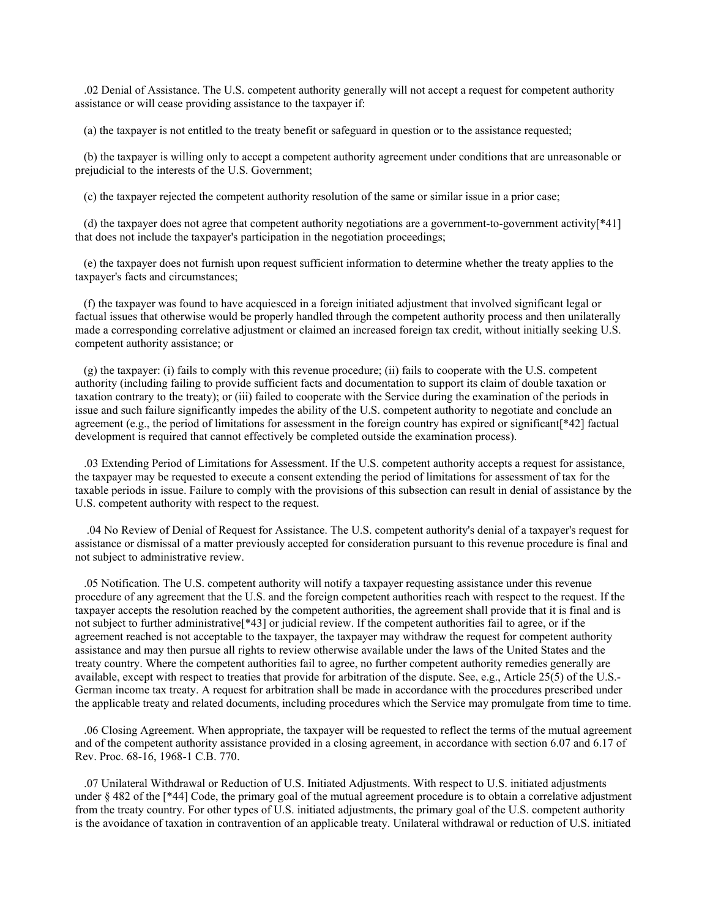.02 Denial of Assistance. The U.S. competent authority generally will not accept a request for competent authority assistance or will cease providing assistance to the taxpayer if:

(a) the taxpayer is not entitled to the treaty benefit or safeguard in question or to the assistance requested;

(b) the taxpayer is willing only to accept a competent authority agreement under conditions that are unreasonable or prejudicial to the interests of the U.S. Government;

(c) the taxpayer rejected the competent authority resolution of the same or similar issue in a prior case;

(d) the taxpayer does not agree that competent authority negotiations are a government-to-government activity[*41] that does not include the taxpayer's participation in the negotiation proceedings;

(e) the taxpayer does not furnish upon request sufficient information to determine whether the treaty applies to the taxpayer's facts and circumstances;

(f) the taxpayer was found to have acquiesced in a foreign initiated adjustment that involved significant legal or factual issues that otherwise would be properly handled through the competent authority process and then unilaterally made a corresponding correlative adjustment or claimed an increased foreign tax credit, without initially seeking U.S. competent authority assistance; or

(g) the taxpayer: (i) fails to comply with this revenue procedure; (ii) fails to cooperate with the U.S. competent authority (including failing to provide sufficient facts and documentation to support its claim of double taxation or taxation contrary to the treaty); or (iii) failed to cooperate with the Service during the examination of the periods in issue and such failure significantly impedes the ability of the U.S. competent authority to negotiate and conclude an agreement (e.g., the period of limitations for assessment in the foreign country has expired or significant[*42] factual development is required that cannot effectively be completed outside the examination process).

.03 Extending Period of Limitations for Assessment. If the U.S. competent authority accepts a request for assistance, the taxpayer may be requested to execute a consent extending the period of limitations for assessment of tax for the taxable periods in issue. Failure to comply with the provisions of this subsection can result in denial of assistance by the U.S. competent authority with respect to the request.

.04 No Review of Denial of Request for Assistance. The U.S. competent authority's denial of a taxpayer's request for assistance or dismissal of a matter previously accepted for consideration pursuant to this revenue procedure is final and not subject to administrative review.

.05 Notification. The U.S. competent authority will notify a taxpayer requesting assistance under this revenue procedure of any agreement that the U.S. and the foreign competent authorities reach with respect to the request. If the taxpayer accepts the resolution reached by the competent authorities, the agreement shall provide that it is final and is not subject to further administrative[*43] or judicial review. If the competent authorities fail to agree, or if the agreement reached is not acceptable to the taxpayer, the taxpayer may withdraw the request for competent authority assistance and may then pursue all rights to review otherwise available under the laws of the United States and the treaty country. Where the competent authorities fail to agree, no further competent authority remedies generally are available, except with respect to treaties that provide for arbitration of the dispute. See, e.g., Article 25(5) of the U.S.-German income tax treaty. A request for arbitration shall be made in accordance with the procedures prescribed under the applicable treaty and related documents, including procedures which the Service may promulgate from time to time.

.06 Closing Agreement. When appropriate, the taxpayer will be requested to reflect the terms of the mutual agreement and of the competent authority assistance provided in a closing agreement, in accordance with section 6.07 and 6.17 of Rev. Proc. 68-16, 1968-1 C.B. 770.

.07 Unilateral Withdrawal or Reduction of U.S. Initiated Adjustments. With respect to U.S. initiated adjustments under § 482 of the [*44] Code, the primary goal of the mutual agreement procedure is to obtain a correlative adjustment from the treaty country. For other types of U.S. initiated adjustments, the primary goal of the U.S. competent authority is the avoidance of taxation in contravention of an applicable treaty. Unilateral withdrawal or reduction of U.S. initiated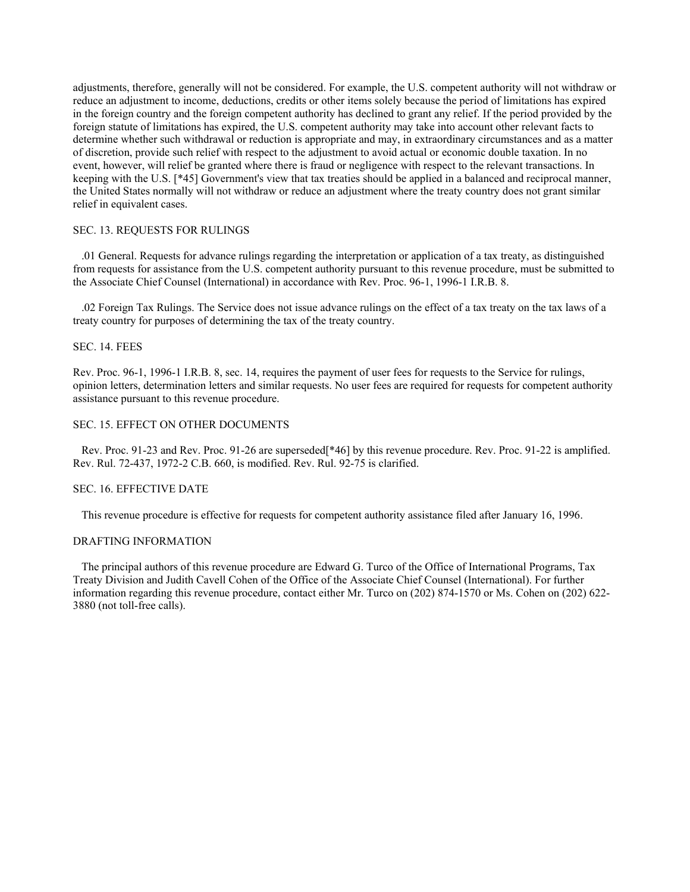adjustments, therefore, generally will not be considered. For example, the U.S. competent authority will not withdraw or reduce an adjustment to income, deductions, credits or other items solely because the period of limitations has expired in the foreign country and the foreign competent authority has declined to grant any relief. If the period provided by the foreign statute of limitations has expired, the U.S. competent authority may take into account other relevant facts to determine whether such withdrawal or reduction is appropriate and may, in extraordinary circumstances and as a matter of discretion, provide such relief with respect to the adjustment to avoid actual or economic double taxation. In no event, however, will relief be granted where there is fraud or negligence with respect to the relevant transactions. In keeping with the U.S. [*45] Government's view that tax treaties should be applied in a balanced and reciprocal manner, the United States normally will not withdraw or reduce an adjustment where the treaty country does not grant similar relief in equivalent cases.

SEC. 13. REQUESTS FOR RULINGS

.01 General. Requests for advance rulings regarding the interpretation or application of a tax treaty, as distinguished from requests for assistance from the U.S. competent authority pursuant to this revenue procedure, must be submitted to the Associate Chief Counsel (International) in accordance with Rev. Proc. 96-1, 1996-1 I.R.B. 8.

.02 Foreign Tax Rulings. The Service does not issue advance rulings on the effect of a tax treaty on the tax laws of a treaty country for purposes of determining the tax of the treaty country.

SEC. 14. FEES

Rev. Proc. 96-1, 1996-1 I.R.B. 8, sec. 14, requires the payment of user fees for requests to the Service for rulings, opinion letters, determination letters and similar requests. No user fees are required for requests for competent authority assistance pursuant to this revenue procedure.

SEC. 15. EFFECT ON OTHER DOCUMENTS

Rev. Proc. 91-23 and Rev. Proc. 91-26 are superseded[*46] by this revenue procedure. Rev. Proc. 91-22 is amplified. Rev. Rul. 72-437, 1972-2 C.B. 660, is modified. Rev. Rul. 92-75 is clarified.

SEC. 16. EFFECTIVE DATE

This revenue procedure is effective for requests for competent authority assistance filed after January 16, 1996.

DRAFTING INFORMATION

The principal authors of this revenue procedure are Edward G. Turco of the Office of International Programs, Tax Treaty Division and Judith Cavell Cohen of the Office of the Associate Chief Counsel (International). For further information regarding this revenue procedure, contact either Mr. Turco on (202) 874-1570 or Ms. Cohen on (202) 622-3880 (not toll-free calls).